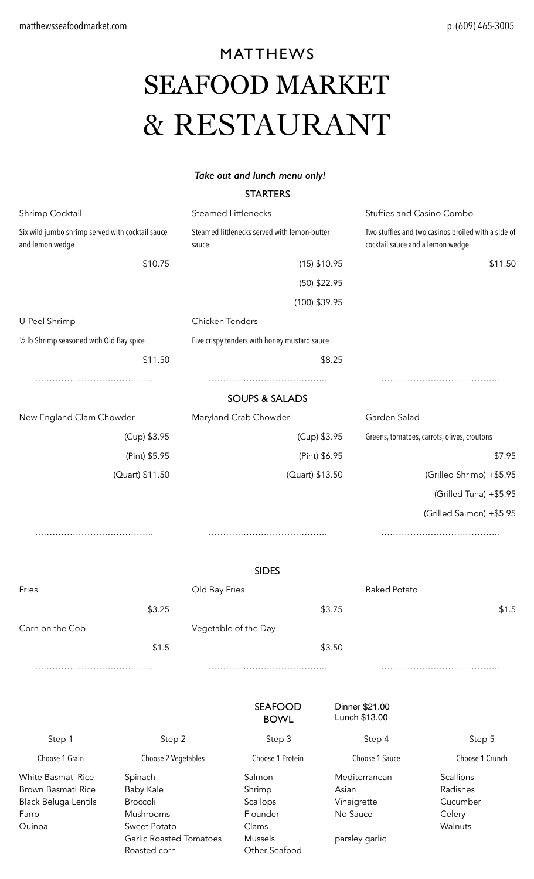MATTHEWS

# SEAFOOD MARKET & RESTAURANT

matthewsseafoodmarket.com

p. (609) 465-3005

***Take out and lunch menu only!***

## STARTERS

**Shrimp Cocktail**

Six wild jumbo shrimp served with cocktail sauce and lemon wedge

$10.75

**Steamed Littlenecks**

Steamed littlenecks served with lemon-butter sauce

(15) $10.95

(50) $22.95

(100) $39.95

**Stuffies and Casino Combo**

Two stuffies and two casinos broiled with a side of cocktail sauce and a lemon wedge

$11.50

**U-Peel Shrimp**

½ lb Shrimp seasoned with Old Bay spice

$11.50

**Chicken Tenders**

Five crispy tenders with honey mustard sauce

$8.25

## SOUPS & SALADS

**New England Clam Chowder**

(Cup) $3.95

(Pint) $5.95

(Quart) $11.50

**Maryland Crab Chowder**

(Cup) $3.95

(Pint) $6.95

(Quart) $13.50

**Garden Salad**

Greens, tomatoes, carrots, olives, croutons

$7.95

(Grilled Shrimp) +$5.95

(Grilled Tuna) +$5.95

(Grilled Salmon) +$5.95

## SIDES

| Item | Price |
|---|---|
| Fries | $3.25 |
| Old Bay Fries | $3.75 |
| Baked Potato | $1.5 |
| Corn on the Cob | $1.5 |
| Vegetable of the Day | $3.50 |

## SEAFOOD BOWL

Dinner $21.00
Lunch $13.00

| Step 1 | Step 2 | Step 3 | Step 4 | Step 5 |
|---|---|---|---|---|
| Choose 1 Grain | Choose 2 Vegetables | Choose 1 Protein | Choose 1 Sauce | Choose 1 Crunch |
| White Basmati Rice | Spinach | Salmon | Mediterranean | Scallions |
| Brown Basmati Rice | Baby Kale | Shrimp | Asian | Radishes |
| Black Beluga Lentils | Broccoli | Scallops | Vinaigrette | Cucumber |
| Farro | Mushrooms | Flounder | No Sauce | Celery |
| Quinoa | Sweet Potato | Clams | | Walnuts |
| | Garlic Roasted Tomatoes | Mussels | parsley garlic | |
| | Roasted corn | Other Seafood | | |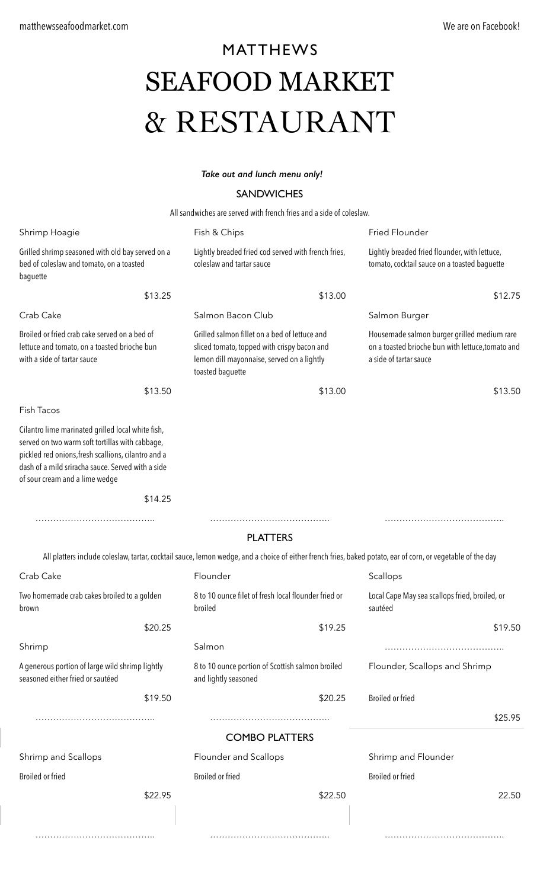matthewsseafoodmarket.com

We are on Facebook!

# MATTHEWS
# SEAFOOD MARKET & RESTAURANT

***Take out and lunch menu only!***

## SANDWICHES

All sandwiches are served with french fries and a side of coleslaw.

### Shrimp Hoagie

Grilled shrimp seasoned with old bay served on a bed of coleslaw and tomato, on a toasted baguette

$13.25

### Fish & Chips

Lightly breaded fried cod served with french fries, coleslaw and tartar sauce

$13.00

### Fried Flounder

Lightly breaded fried flounder, with lettuce, tomato, cocktail sauce on a toasted baguette

$12.75

### Crab Cake

Broiled or fried crab cake served on a bed of lettuce and tomato, on a toasted brioche bun with a side of tartar sauce

$13.50

### Salmon Bacon Club

Grilled salmon fillet on a bed of lettuce and sliced tomato, topped with crispy bacon and lemon dill mayonnaise, served on a lightly toasted baguette

$13.00

### Salmon Burger

Housemade salmon burger grilled medium rare on a toasted brioche bun with lettuce,tomato and a side of tartar sauce

$13.50

### Fish Tacos

Cilantro lime marinated grilled local white fish, served on two warm soft tortillas with cabbage, pickled red onions,fresh scallions, cilantro and a dash of a mild sriracha sauce. Served with a side of sour cream and a lime wedge

$14.25

## PLATTERS

All platters include coleslaw, tartar, cocktail sauce, lemon wedge, and a choice of either french fries, baked potato, ear of corn, or vegetable of the day

### Crab Cake

Two homemade crab cakes broiled to a golden brown

$20.25

### Flounder

8 to 10 ounce filet of fresh local flounder fried or broiled

$19.25

### Scallops

Local Cape May sea scallops fried, broiled, or sautéed

$19.50

### Shrimp

A generous portion of large wild shrimp lightly seasoned either fried or sautéed

$19.50

### Salmon

8 to 10 ounce portion of Scottish salmon broiled and lightly seasoned

$20.25

### Flounder, Scallops and Shrimp

Broiled or fried

$25.95

## COMBO PLATTERS

### Shrimp and Scallops

Broiled or fried

$22.95

### Flounder and Scallops

Broiled or fried

$22.50

### Shrimp and Flounder

Broiled or fried

22.50